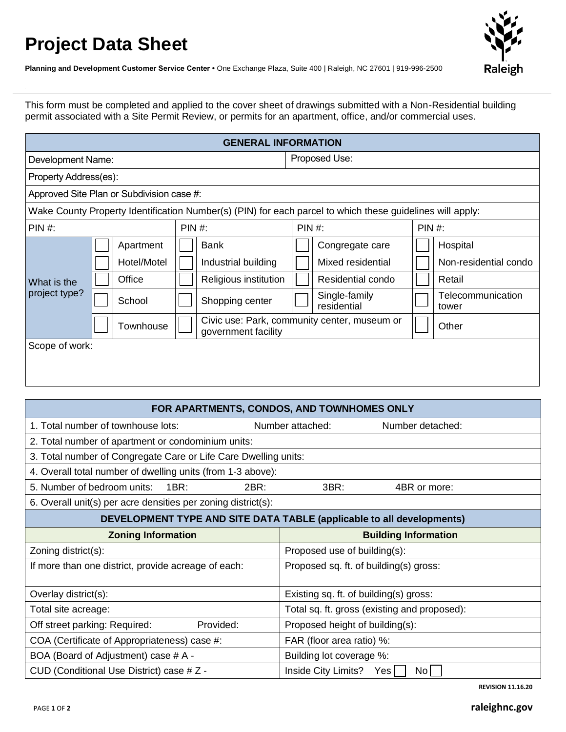# Project Data Sheet

**Planning and Development Customer Service Center •** One Exchange Plaza, Suite 400 | Raleigh, NC 27601 | 919-996-2500

This form must be completed and applied to the cover sheet of drawings submitted with a Non-Residential building permit associated with a Site Permit Review, or permits for an apartment, office, and/or commercial uses.

| GENERAL INFORMATION | | | | | | | |
|---|---|---|---|---|---|---|---|
| Development Name: | | | | Proposed Use: | | | |
| Property Address(es): | | | | | | | |
| Approved Site Plan or Subdivision case #: | | | | | | | |
| Wake County Property Identification Number(s) (PIN) for each parcel to which these guidelines will apply: | | | | | | | |
| PIN #: | | PIN #: | | PIN #: | | PIN #: | |
| What is the project type? | ☐ | Apartment | ☐ | Bank | ☐ Congregate care | ☐ | Hospital |
| | ☐ | Hotel/Motel | ☐ | Industrial building | ☐ Mixed residential | ☐ | Non-residential condo |
| | ☐ | Office | ☐ | Religious institution | ☐ Residential condo | ☐ | Retail |
| | ☐ | School | ☐ | Shopping center | ☐ Single-family residential | ☐ | Telecommunication tower |
| | ☐ | Townhouse | ☐ | Civic use: Park, community center, museum or government facility | | ☐ | Other |
| Scope of work: | | | | | | | |

| FOR APARTMENTS, CONDOS, AND TOWNHOMES ONLY | |
|---|---|
| 1. Total number of townhouse lots: Number attached: Number detached: | |
| 2. Total number of apartment or condominium units: | |
| 3. Total number of Congregate Care or Life Care Dwelling units: | |
| 4. Overall total number of dwelling units (from 1-3 above): | |
| 5. Number of bedroom units: 1BR: 2BR: 3BR: 4BR or more: | |
| 6. Overall unit(s) per acre densities per zoning district(s): | |
| **DEVELOPMENT TYPE AND SITE DATA TABLE (applicable to all developments)** | |
| **Zoning Information** | **Building Information** |
| Zoning district(s): | Proposed use of building(s): |
| If more than one district, provide acreage of each: | Proposed sq. ft. of building(s) gross: |
| Overlay district(s): | Existing sq. ft. of building(s) gross: |
| Total site acreage: | Total sq. ft. gross (existing and proposed): |
| Off street parking: Required: Provided: | Proposed height of building(s): |
| COA (Certificate of Appropriateness) case #: | FAR (floor area ratio) %: |
| BOA (Board of Adjustment) case # A - | Building lot coverage %: |
| CUD (Conditional Use District) case # Z - | Inside City Limits? Yes ☐ No ☐ |

REVISION 11.16.20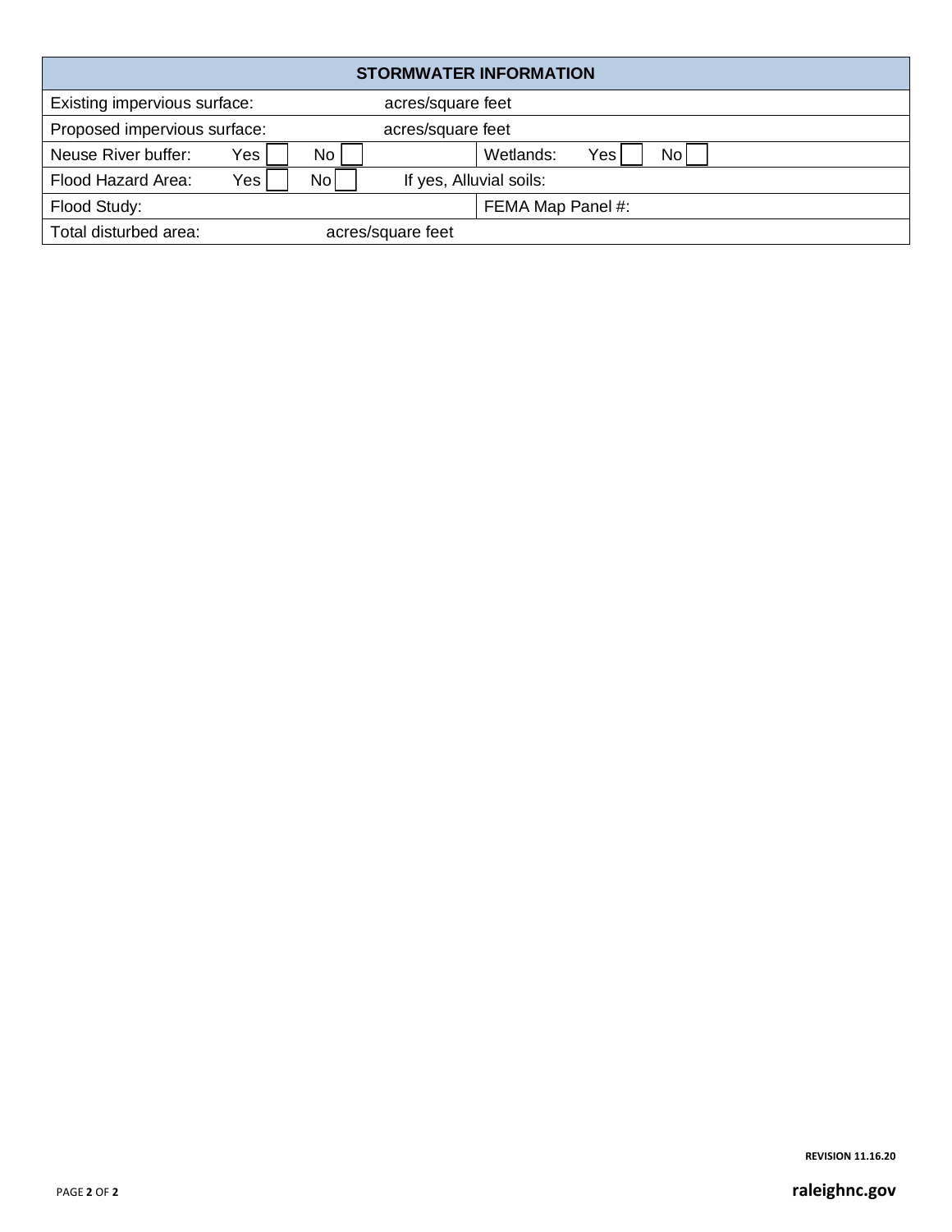| STORMWATER INFORMATION | |
|---|---|
| Existing impervious surface: acres/square feet | |
| Proposed impervious surface: acres/square feet | |
| Neuse River buffer: Yes ☐ No ☐ | Wetlands: Yes ☐ No ☐ |
| Flood Hazard Area: Yes ☐ No ☐ If yes, Alluvial soils: | |
| Flood Study: | FEMA Map Panel #: |
| Total disturbed area: acres/square feet | |

REVISION 11.16.20